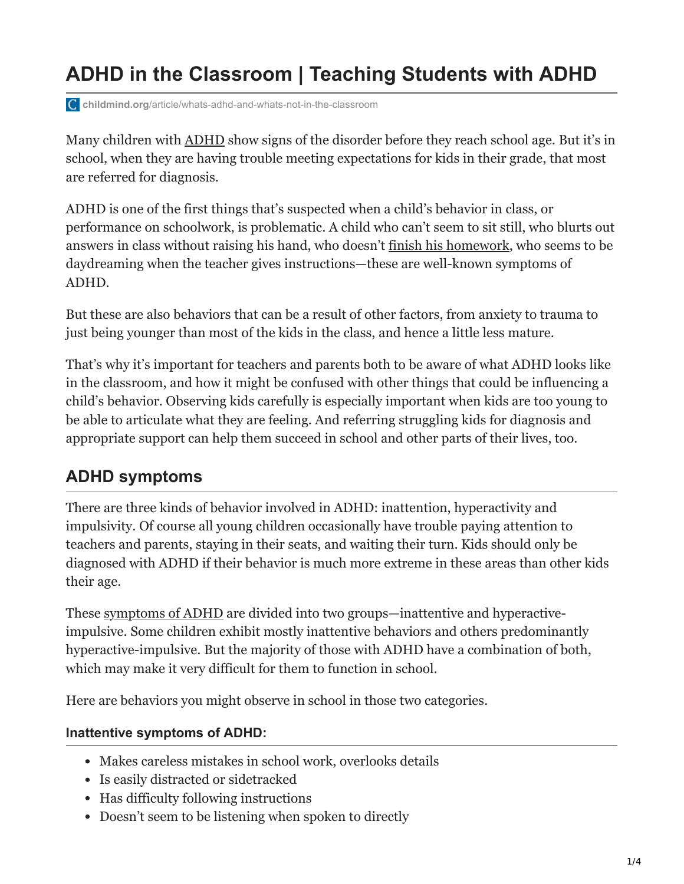# ADHD in the Classroom | Teaching Students with ADHD

childmind.org/article/whats-adhd-and-whats-not-in-the-classroom

Many children with ADHD show signs of the disorder before they reach school age. But it's in school, when they are having trouble meeting expectations for kids in their grade, that most are referred for diagnosis.

ADHD is one of the first things that's suspected when a child's behavior in class, or performance on schoolwork, is problematic. A child who can't seem to sit still, who blurts out answers in class without raising his hand, who doesn't finish his homework, who seems to be daydreaming when the teacher gives instructions—these are well-known symptoms of ADHD.

But these are also behaviors that can be a result of other factors, from anxiety to trauma to just being younger than most of the kids in the class, and hence a little less mature.

That's why it's important for teachers and parents both to be aware of what ADHD looks like in the classroom, and how it might be confused with other things that could be influencing a child's behavior. Observing kids carefully is especially important when kids are too young to be able to articulate what they are feeling. And referring struggling kids for diagnosis and appropriate support can help them succeed in school and other parts of their lives, too.

## ADHD symptoms

There are three kinds of behavior involved in ADHD: inattention, hyperactivity and impulsivity. Of course all young children occasionally have trouble paying attention to teachers and parents, staying in their seats, and waiting their turn. Kids should only be diagnosed with ADHD if their behavior is much more extreme in these areas than other kids their age.

These symptoms of ADHD are divided into two groups—inattentive and hyperactive-impulsive. Some children exhibit mostly inattentive behaviors and others predominantly hyperactive-impulsive. But the majority of those with ADHD have a combination of both, which may make it very difficult for them to function in school.

Here are behaviors you might observe in school in those two categories.

### Inattentive symptoms of ADHD:

- Makes careless mistakes in school work, overlooks details
- Is easily distracted or sidetracked
- Has difficulty following instructions
- Doesn't seem to be listening when spoken to directly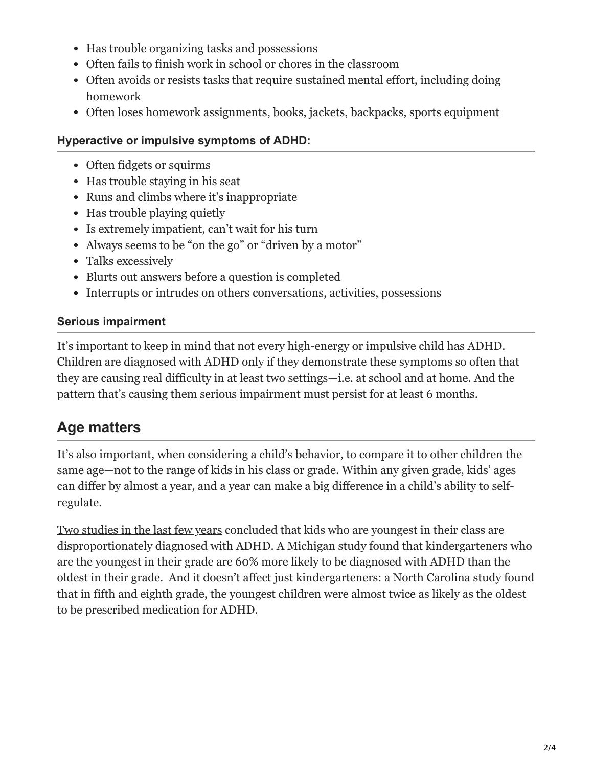- Has trouble organizing tasks and possessions
- Often fails to finish work in school or chores in the classroom
- Often avoids or resists tasks that require sustained mental effort, including doing homework
- Often loses homework assignments, books, jackets, backpacks, sports equipment

#### Hyperactive or impulsive symptoms of ADHD:

- Often fidgets or squirms
- Has trouble staying in his seat
- Runs and climbs where it's inappropriate
- Has trouble playing quietly
- Is extremely impatient, can't wait for his turn
- Always seems to be "on the go" or "driven by a motor"
- Talks excessively
- Blurts out answers before a question is completed
- Interrupts or intrudes on others conversations, activities, possessions

#### Serious impairment

It's important to keep in mind that not every high-energy or impulsive child has ADHD. Children are diagnosed with ADHD only if they demonstrate these symptoms so often that they are causing real difficulty in at least two settings—i.e. at school and at home. And the pattern that's causing them serious impairment must persist for at least 6 months.

## Age matters

It's also important, when considering a child's behavior, to compare it to other children the same age—not to the range of kids in his class or grade. Within any given grade, kids' ages can differ by almost a year, and a year can make a big difference in a child's ability to self-regulate.

Two studies in the last few years concluded that kids who are youngest in their class are disproportionately diagnosed with ADHD. A Michigan study found that kindergarteners who are the youngest in their grade are 60% more likely to be diagnosed with ADHD than the oldest in their grade. And it doesn't affect just kindergarteners: a North Carolina study found that in fifth and eighth grade, the youngest children were almost twice as likely as the oldest to be prescribed medication for ADHD.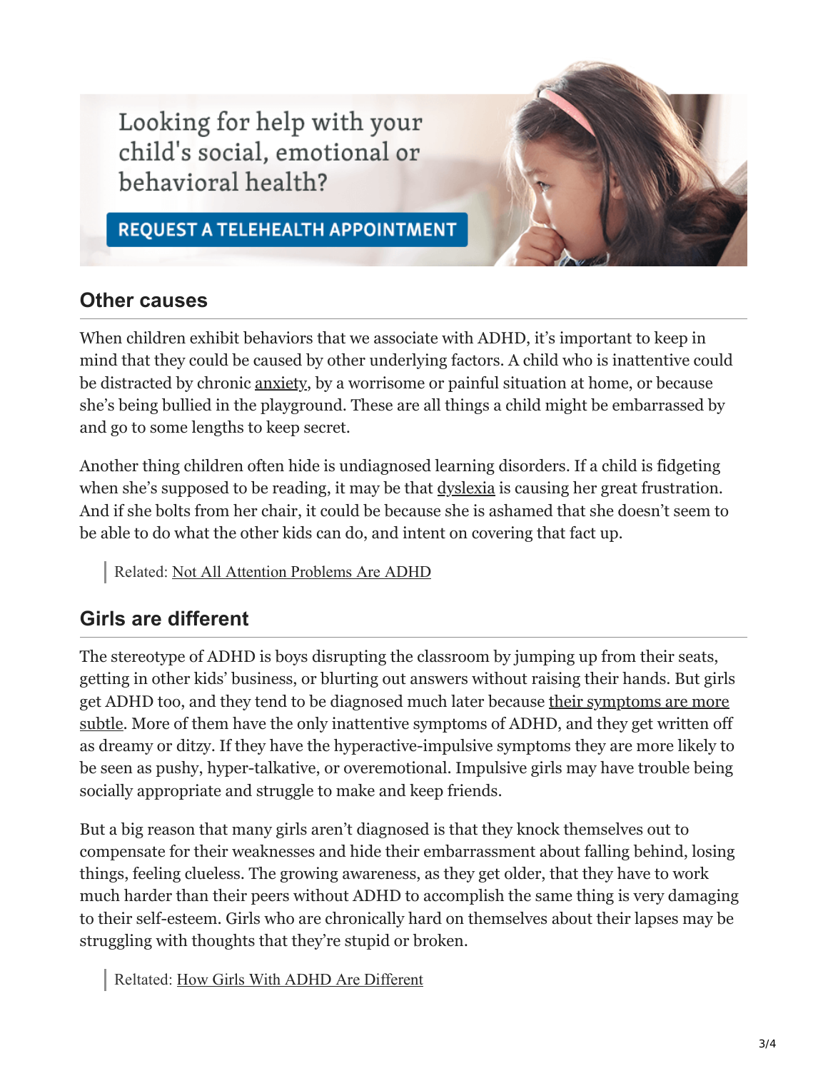Looking for help with your child's social, emotional or behavioral health?

REQUEST A TELEHEALTH APPOINTMENT

## Other causes

When children exhibit behaviors that we associate with ADHD, it's important to keep in mind that they could be caused by other underlying factors. A child who is inattentive could be distracted by chronic anxiety, by a worrisome or painful situation at home, or because she's being bullied in the playground. These are all things a child might be embarrassed by and go to some lengths to keep secret.

Another thing children often hide is undiagnosed learning disorders. If a child is fidgeting when she's supposed to be reading, it may be that dyslexia is causing her great frustration. And if she bolts from her chair, it could be because she is ashamed that she doesn't seem to be able to do what the other kids can do, and intent on covering that fact up.

> Related: Not All Attention Problems Are ADHD

## Girls are different

The stereotype of ADHD is boys disrupting the classroom by jumping up from their seats, getting in other kids' business, or blurting out answers without raising their hands. But girls get ADHD too, and they tend to be diagnosed much later because their symptoms are more subtle. More of them have the only inattentive symptoms of ADHD, and they get written off as dreamy or ditzy. If they have the hyperactive-impulsive symptoms they are more likely to be seen as pushy, hyper-talkative, or overemotional. Impulsive girls may have trouble being socially appropriate and struggle to make and keep friends.

But a big reason that many girls aren't diagnosed is that they knock themselves out to compensate for their weaknesses and hide their embarrassment about falling behind, losing things, feeling clueless. The growing awareness, as they get older, that they have to work much harder than their peers without ADHD to accomplish the same thing is very damaging to their self-esteem. Girls who are chronically hard on themselves about their lapses may be struggling with thoughts that they're stupid or broken.

> Reltated: How Girls With ADHD Are Different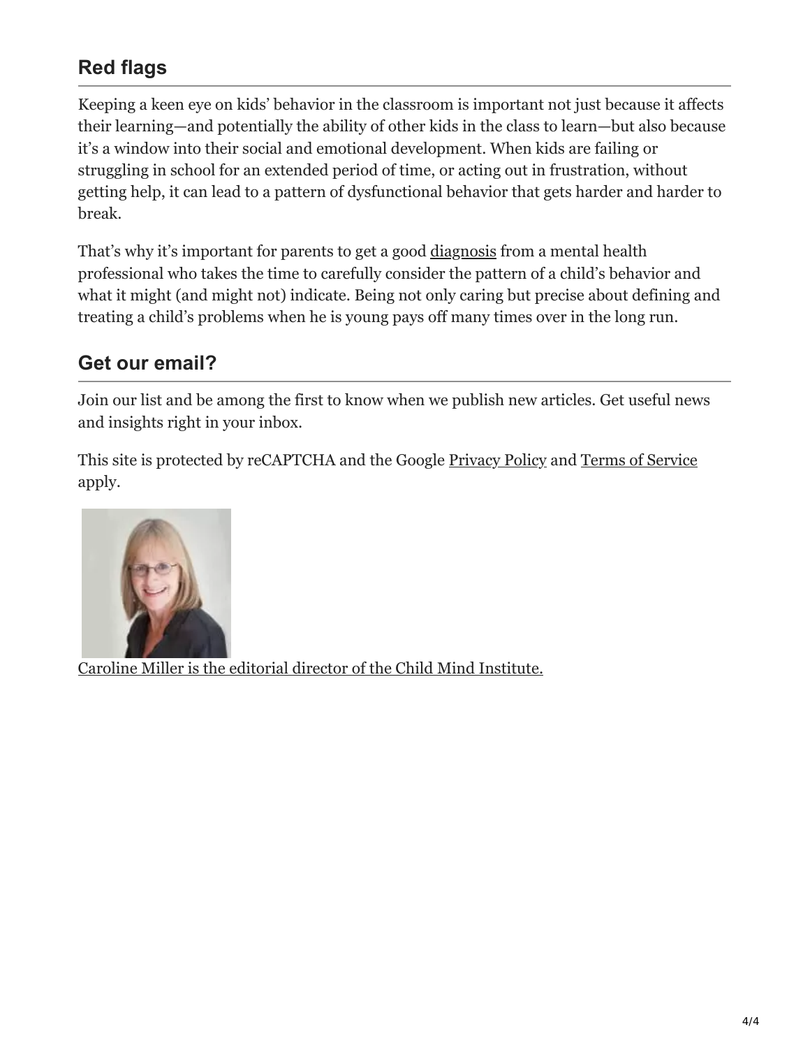## Red flags

Keeping a keen eye on kids' behavior in the classroom is important not just because it affects their learning—and potentially the ability of other kids in the class to learn—but also because it's a window into their social and emotional development. When kids are failing or struggling in school for an extended period of time, or acting out in frustration, without getting help, it can lead to a pattern of dysfunctional behavior that gets harder and harder to break.

That's why it's important for parents to get a good diagnosis from a mental health professional who takes the time to carefully consider the pattern of a child's behavior and what it might (and might not) indicate. Being not only caring but precise about defining and treating a child's problems when he is young pays off many times over in the long run.

## Get our email?

Join our list and be among the first to know when we publish new articles. Get useful news and insights right in your inbox.

This site is protected by reCAPTCHA and the Google Privacy Policy and Terms of Service apply.

Caroline Miller is the editorial director of the Child Mind Institute.